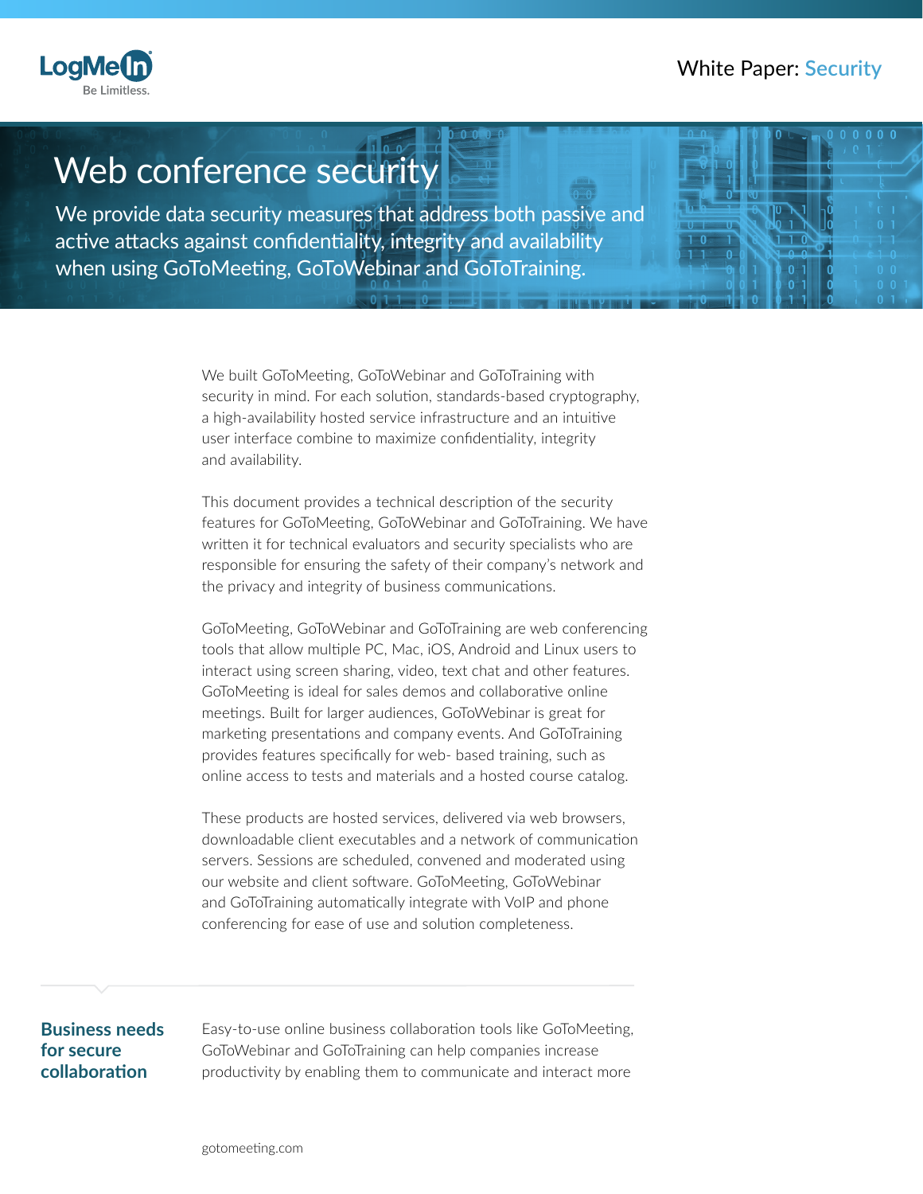White Paper: Security

# Web conference security

We provide data security measures that address both passive and active attacks against confidentiality, integrity and availability when using GoToMeeting, GoToWebinar and GoToTraining.

We built GoToMeeting, GoToWebinar and GoToTraining with security in mind. For each solution, standards-based cryptography, a high-availability hosted service infrastructure and an intuitive user interface combine to maximize confidentiality, integrity and availability.

This document provides a technical description of the security features for GoToMeeting, GoToWebinar and GoToTraining. We have written it for technical evaluators and security specialists who are responsible for ensuring the safety of their company's network and the privacy and integrity of business communications.

GoToMeeting, GoToWebinar and GoToTraining are web conferencing tools that allow multiple PC, Mac, iOS, Android and Linux users to interact using screen sharing, video, text chat and other features. GoToMeeting is ideal for sales demos and collaborative online meetings. Built for larger audiences, GoToWebinar is great for marketing presentations and company events. And GoToTraining provides features specifically for web- based training, such as online access to tests and materials and a hosted course catalog.

These products are hosted services, delivered via web browsers, downloadable client executables and a network of communication servers. Sessions are scheduled, convened and moderated using our website and client software. GoToMeeting, GoToWebinar and GoToTraining automatically integrate with VoIP and phone conferencing for ease of use and solution completeness.

## Business needs for secure collaboration

Easy-to-use online business collaboration tools like GoToMeeting, GoToWebinar and GoToTraining can help companies increase productivity by enabling them to communicate and interact more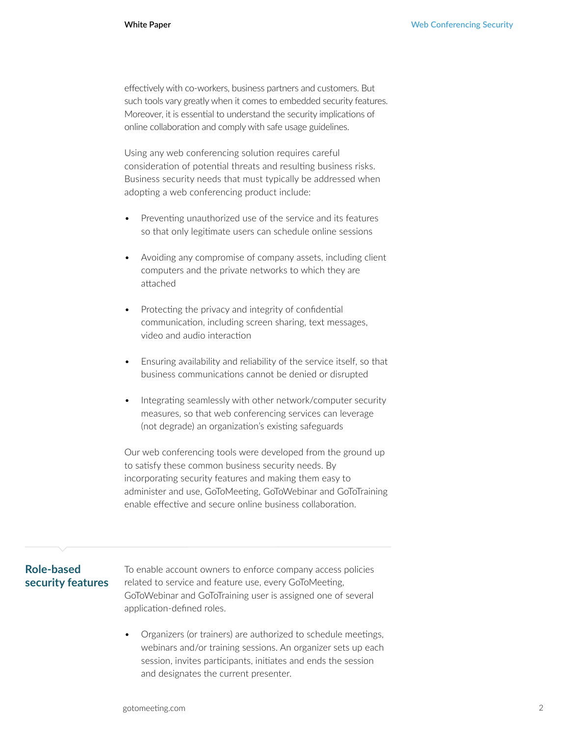effectively with co-workers, business partners and customers. But such tools vary greatly when it comes to embedded security features. Moreover, it is essential to understand the security implications of online collaboration and comply with safe usage guidelines.

Using any web conferencing solution requires careful consideration of potential threats and resulting business risks. Business security needs that must typically be addressed when adopting a web conferencing product include:

- Preventing unauthorized use of the service and its features so that only legitimate users can schedule online sessions
- Avoiding any compromise of company assets, including client computers and the private networks to which they are attached
- Protecting the privacy and integrity of confidential communication, including screen sharing, text messages, video and audio interaction
- Ensuring availability and reliability of the service itself, so that business communications cannot be denied or disrupted
- Integrating seamlessly with other network/computer security measures, so that web conferencing services can leverage (not degrade) an organization's existing safeguards

Our web conferencing tools were developed from the ground up to satisfy these common business security needs. By incorporating security features and making them easy to administer and use, GoToMeeting, GoToWebinar and GoToTraining enable effective and secure online business collaboration.

## Role-based security features

To enable account owners to enforce company access policies related to service and feature use, every GoToMeeting, GoToWebinar and GoToTraining user is assigned one of several application-defined roles.

- Organizers (or trainers) are authorized to schedule meetings, webinars and/or training sessions. An organizer sets up each session, invites participants, initiates and ends the session and designates the current presenter.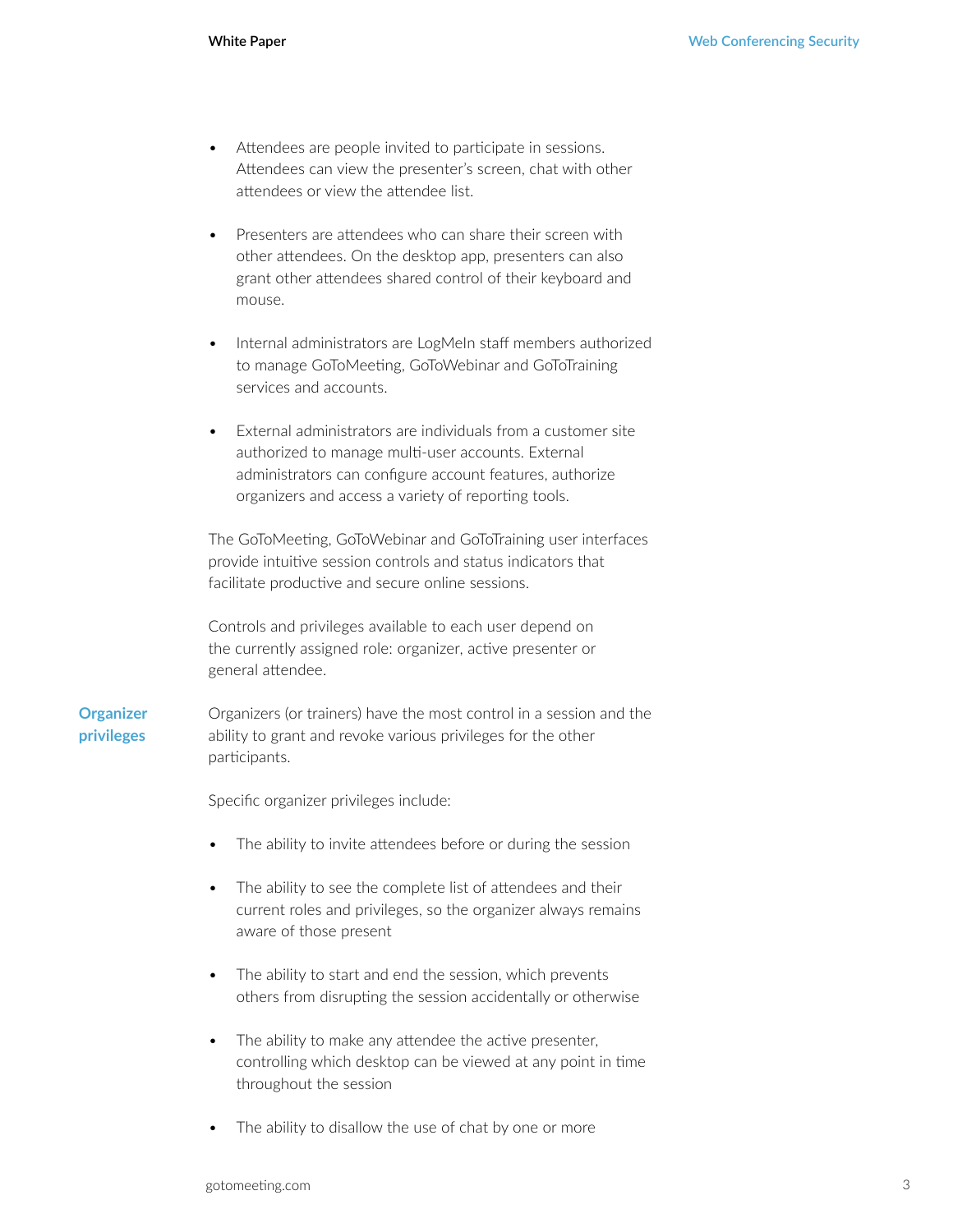- Attendees are people invited to participate in sessions. Attendees can view the presenter's screen, chat with other attendees or view the attendee list.

- Presenters are attendees who can share their screen with other attendees. On the desktop app, presenters can also grant other attendees shared control of their keyboard and mouse.

- Internal administrators are LogMeIn staff members authorized to manage GoToMeeting, GoToWebinar and GoToTraining services and accounts.

- External administrators are individuals from a customer site authorized to manage multi-user accounts. External administrators can configure account features, authorize organizers and access a variety of reporting tools.

The GoToMeeting, GoToWebinar and GoToTraining user interfaces provide intuitive session controls and status indicators that facilitate productive and secure online sessions.

Controls and privileges available to each user depend on the currently assigned role: organizer, active presenter or general attendee.

## Organizer privileges

Organizers (or trainers) have the most control in a session and the ability to grant and revoke various privileges for the other participants.

Specific organizer privileges include:

- The ability to invite attendees before or during the session

- The ability to see the complete list of attendees and their current roles and privileges, so the organizer always remains aware of those present

- The ability to start and end the session, which prevents others from disrupting the session accidentally or otherwise

- The ability to make any attendee the active presenter, controlling which desktop can be viewed at any point in time throughout the session

- The ability to disallow the use of chat by one or more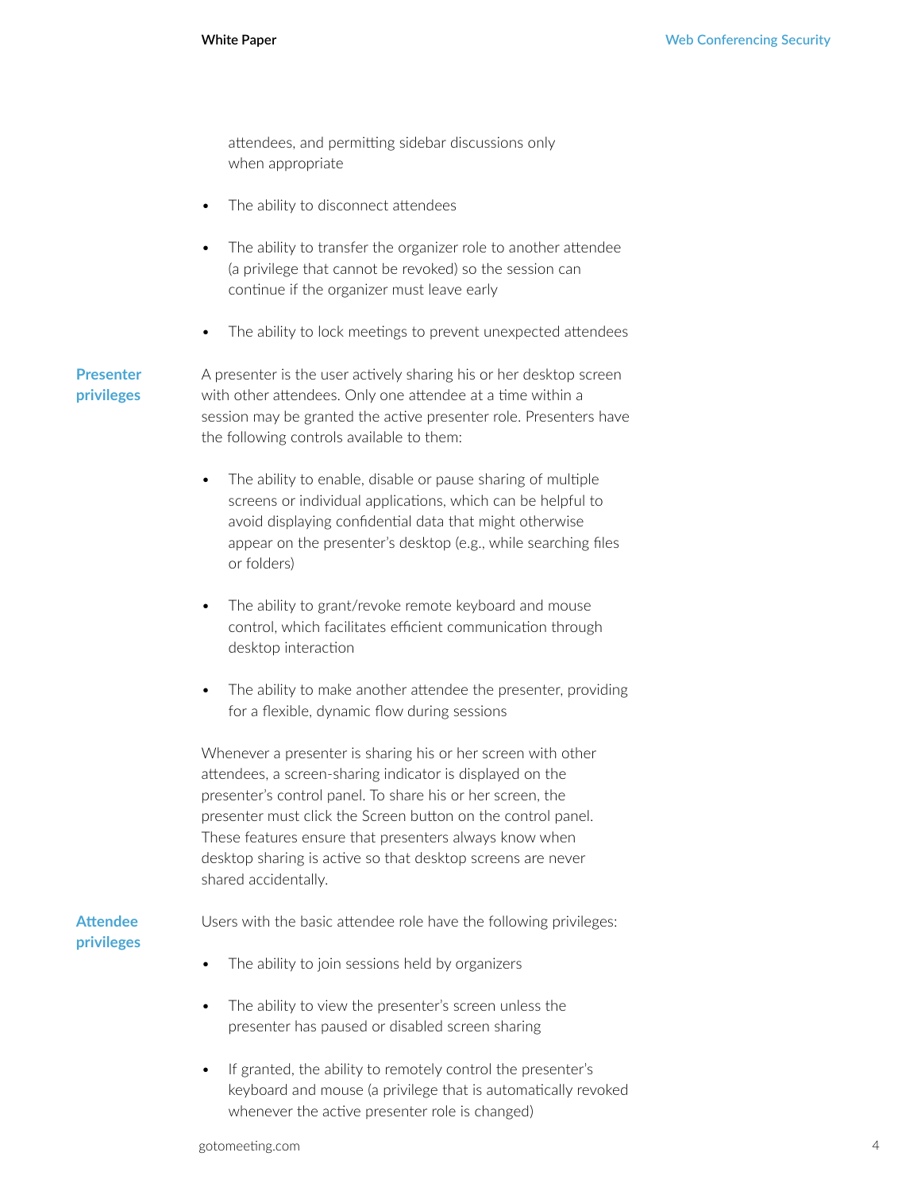attendees, and permitting sidebar discussions only when appropriate

- The ability to disconnect attendees
- The ability to transfer the organizer role to another attendee (a privilege that cannot be revoked) so the session can continue if the organizer must leave early
- The ability to lock meetings to prevent unexpected attendees

### Presenter privileges

A presenter is the user actively sharing his or her desktop screen with other attendees. Only one attendee at a time within a session may be granted the active presenter role. Presenters have the following controls available to them:

- The ability to enable, disable or pause sharing of multiple screens or individual applications, which can be helpful to avoid displaying confidential data that might otherwise appear on the presenter's desktop (e.g., while searching files or folders)
- The ability to grant/revoke remote keyboard and mouse control, which facilitates efficient communication through desktop interaction
- The ability to make another attendee the presenter, providing for a flexible, dynamic flow during sessions

Whenever a presenter is sharing his or her screen with other attendees, a screen-sharing indicator is displayed on the presenter's control panel. To share his or her screen, the presenter must click the Screen button on the control panel. These features ensure that presenters always know when desktop sharing is active so that desktop screens are never shared accidentally.

### Attendee privileges

Users with the basic attendee role have the following privileges:

- The ability to join sessions held by organizers
- The ability to view the presenter's screen unless the presenter has paused or disabled screen sharing
- If granted, the ability to remotely control the presenter's keyboard and mouse (a privilege that is automatically revoked whenever the active presenter role is changed)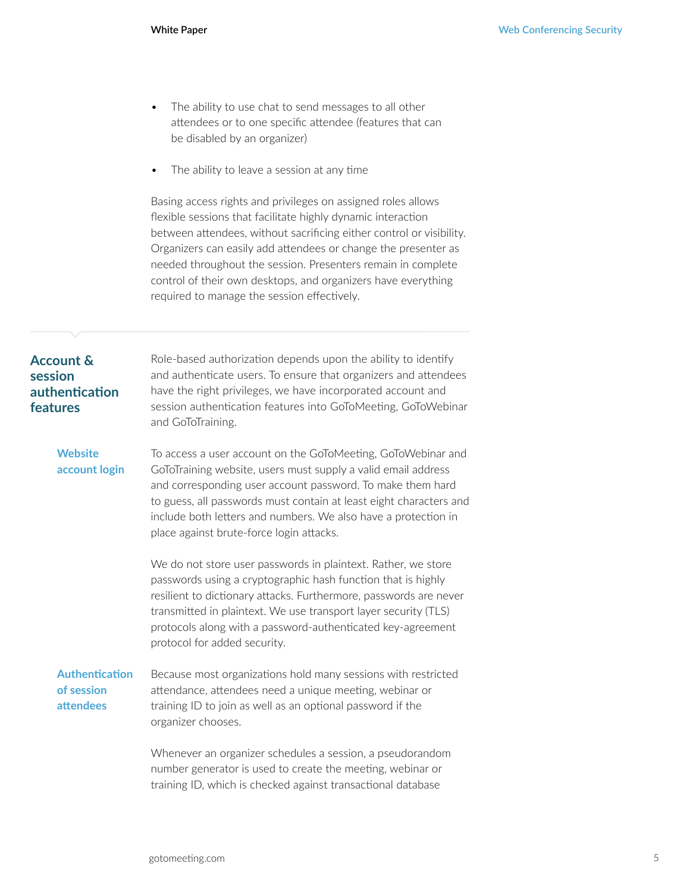- The ability to use chat to send messages to all other attendees or to one specific attendee (features that can be disabled by an organizer)

- The ability to leave a session at any time

Basing access rights and privileges on assigned roles allows flexible sessions that facilitate highly dynamic interaction between attendees, without sacrificing either control or visibility. Organizers can easily add attendees or change the presenter as needed throughout the session. Presenters remain in complete control of their own desktops, and organizers have everything required to manage the session effectively.

## Account & session authentication features

Role-based authorization depends upon the ability to identify and authenticate users. To ensure that organizers and attendees have the right privileges, we have incorporated account and session authentication features into GoToMeeting, GoToWebinar and GoToTraining.

### Website account login

To access a user account on the GoToMeeting, GoToWebinar and GoToTraining website, users must supply a valid email address and corresponding user account password. To make them hard to guess, all passwords must contain at least eight characters and include both letters and numbers. We also have a protection in place against brute-force login attacks.

We do not store user passwords in plaintext. Rather, we store passwords using a cryptographic hash function that is highly resilient to dictionary attacks. Furthermore, passwords are never transmitted in plaintext. We use transport layer security (TLS) protocols along with a password-authenticated key-agreement protocol for added security.

### Authentication of session attendees

Because most organizations hold many sessions with restricted attendance, attendees need a unique meeting, webinar or training ID to join as well as an optional password if the organizer chooses.

Whenever an organizer schedules a session, a pseudorandom number generator is used to create the meeting, webinar or training ID, which is checked against transactional database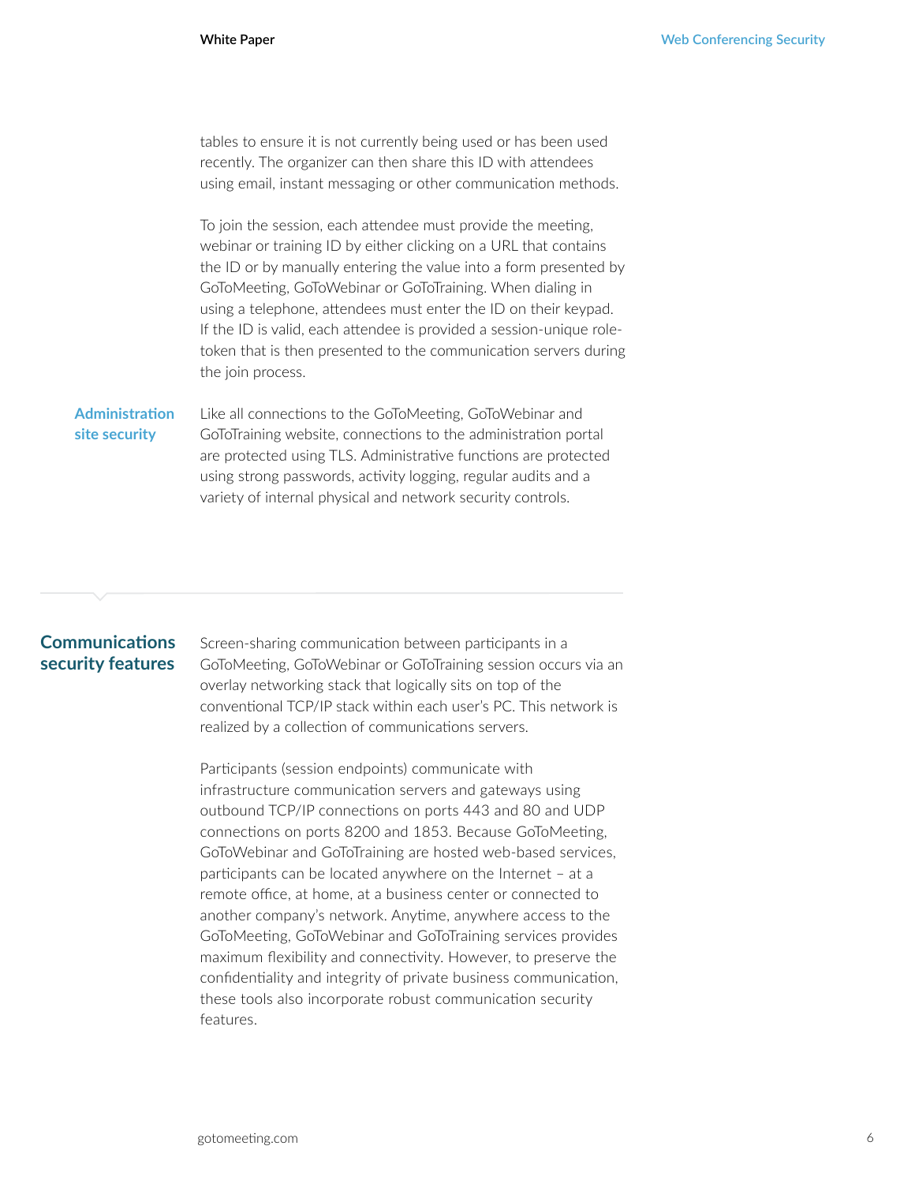tables to ensure it is not currently being used or has been used recently. The organizer can then share this ID with attendees using email, instant messaging or other communication methods.

To join the session, each attendee must provide the meeting, webinar or training ID by either clicking on a URL that contains the ID or by manually entering the value into a form presented by GoToMeeting, GoToWebinar or GoToTraining. When dialing in using a telephone, attendees must enter the ID on their keypad. If the ID is valid, each attendee is provided a session-unique role-token that is then presented to the communication servers during the join process.

### Administration site security

Like all connections to the GoToMeeting, GoToWebinar and GoToTraining website, connections to the administration portal are protected using TLS. Administrative functions are protected using strong passwords, activity logging, regular audits and a variety of internal physical and network security controls.

## Communications security features

Screen-sharing communication between participants in a GoToMeeting, GoToWebinar or GoToTraining session occurs via an overlay networking stack that logically sits on top of the conventional TCP/IP stack within each user's PC. This network is realized by a collection of communications servers.

Participants (session endpoints) communicate with infrastructure communication servers and gateways using outbound TCP/IP connections on ports 443 and 80 and UDP connections on ports 8200 and 1853. Because GoToMeeting, GoToWebinar and GoToTraining are hosted web-based services, participants can be located anywhere on the Internet – at a remote office, at home, at a business center or connected to another company's network. Anytime, anywhere access to the GoToMeeting, GoToWebinar and GoToTraining services provides maximum flexibility and connectivity. However, to preserve the confidentiality and integrity of private business communication, these tools also incorporate robust communication security features.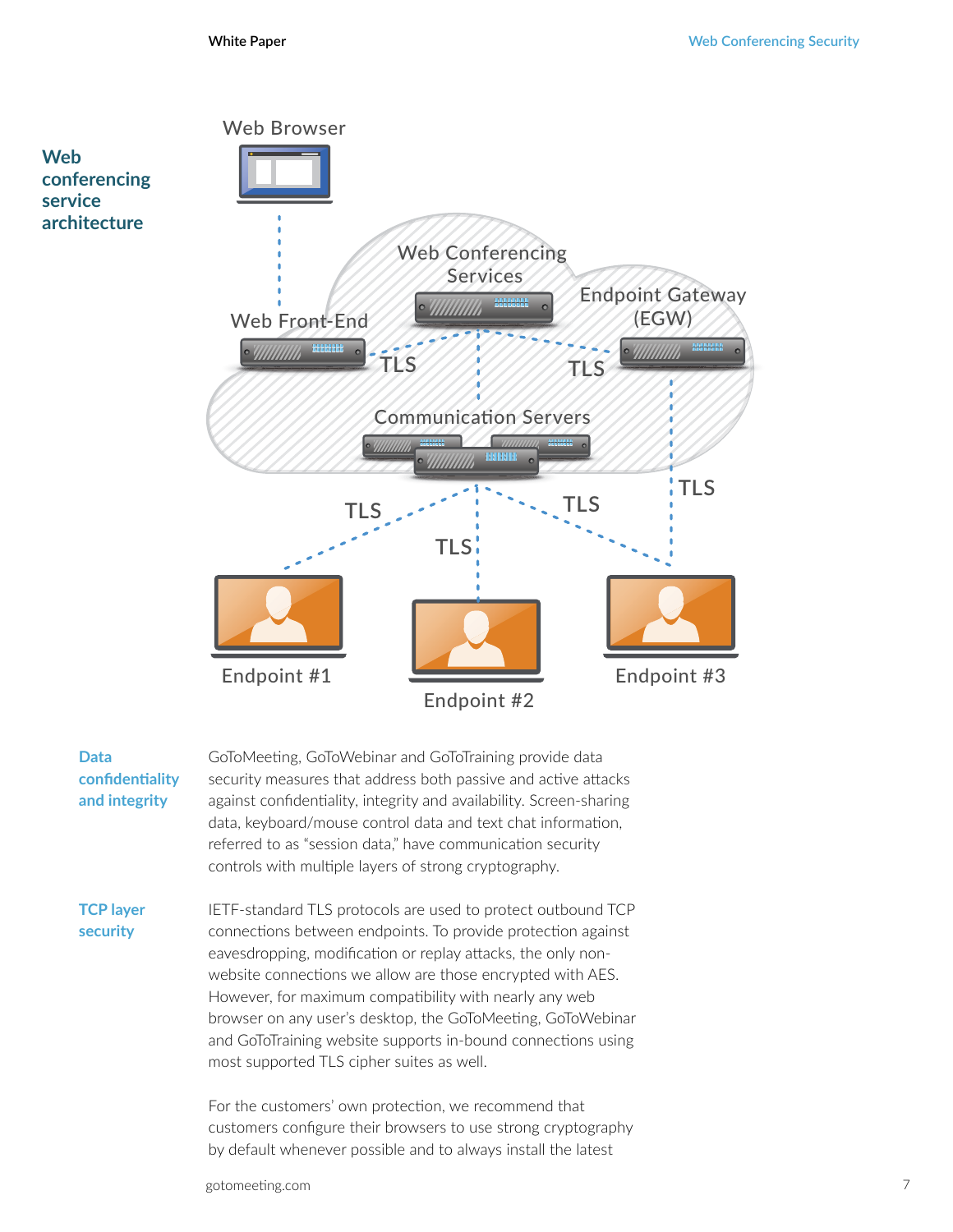## Web conferencing service architecture

Web Browser

Web Conferencing Services

Endpoint Gateway (EGW)

Web Front-End

TLS

TLS

Communication Servers

TLS

TLS

TLS

TLS

Endpoint #1

Endpoint #2

Endpoint #3

### Data confidentiality and integrity

GoToMeeting, GoToWebinar and GoToTraining provide data security measures that address both passive and active attacks against confidentiality, integrity and availability. Screen-sharing data, keyboard/mouse control data and text chat information, referred to as "session data," have communication security controls with multiple layers of strong cryptography.

### TCP layer security

IETF-standard TLS protocols are used to protect outbound TCP connections between endpoints. To provide protection against eavesdropping, modification or replay attacks, the only non-website connections we allow are those encrypted with AES. However, for maximum compatibility with nearly any web browser on any user's desktop, the GoToMeeting, GoToWebinar and GoToTraining website supports in-bound connections using most supported TLS cipher suites as well.

For the customers' own protection, we recommend that customers configure their browsers to use strong cryptography by default whenever possible and to always install the latest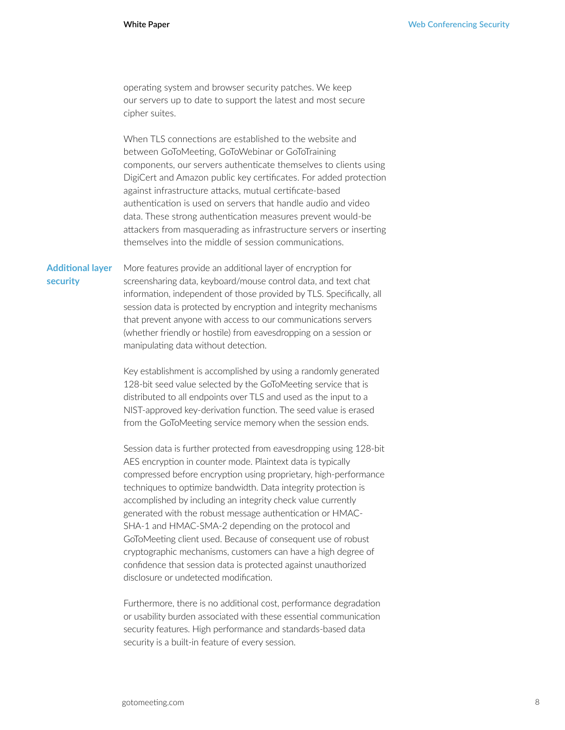operating system and browser security patches. We keep our servers up to date to support the latest and most secure cipher suites.

When TLS connections are established to the website and between GoToMeeting, GoToWebinar or GoToTraining components, our servers authenticate themselves to clients using DigiCert and Amazon public key certificates. For added protection against infrastructure attacks, mutual certificate-based authentication is used on servers that handle audio and video data. These strong authentication measures prevent would-be attackers from masquerading as infrastructure servers or inserting themselves into the middle of session communications.

## Additional layer security

More features provide an additional layer of encryption for screensharing data, keyboard/mouse control data, and text chat information, independent of those provided by TLS. Specifically, all session data is protected by encryption and integrity mechanisms that prevent anyone with access to our communications servers (whether friendly or hostile) from eavesdropping on a session or manipulating data without detection.

Key establishment is accomplished by using a randomly generated 128-bit seed value selected by the GoToMeeting service that is distributed to all endpoints over TLS and used as the input to a NIST-approved key-derivation function. The seed value is erased from the GoToMeeting service memory when the session ends.

Session data is further protected from eavesdropping using 128-bit AES encryption in counter mode. Plaintext data is typically compressed before encryption using proprietary, high-performance techniques to optimize bandwidth. Data integrity protection is accomplished by including an integrity check value currently generated with the robust message authentication or HMAC-SHA-1 and HMAC-SMA-2 depending on the protocol and GoToMeeting client used. Because of consequent use of robust cryptographic mechanisms, customers can have a high degree of confidence that session data is protected against unauthorized disclosure or undetected modification.

Furthermore, there is no additional cost, performance degradation or usability burden associated with these essential communication security features. High performance and standards-based data security is a built-in feature of every session.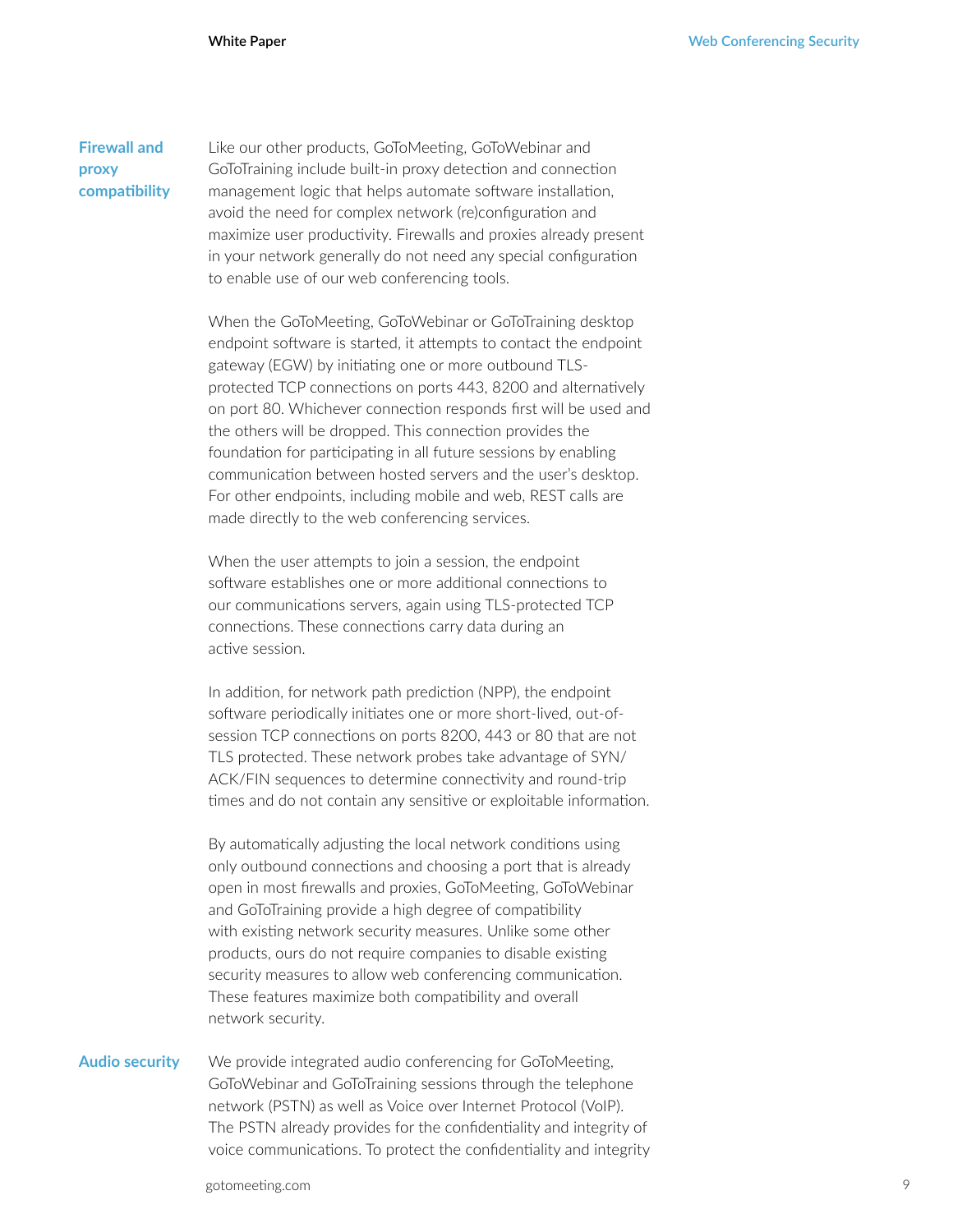## Firewall and proxy compatibility

Like our other products, GoToMeeting, GoToWebinar and GoToTraining include built-in proxy detection and connection management logic that helps automate software installation, avoid the need for complex network (re)configuration and maximize user productivity. Firewalls and proxies already present in your network generally do not need any special configuration to enable use of our web conferencing tools.

When the GoToMeeting, GoToWebinar or GoToTraining desktop endpoint software is started, it attempts to contact the endpoint gateway (EGW) by initiating one or more outbound TLS-protected TCP connections on ports 443, 8200 and alternatively on port 80. Whichever connection responds first will be used and the others will be dropped. This connection provides the foundation for participating in all future sessions by enabling communication between hosted servers and the user's desktop. For other endpoints, including mobile and web, REST calls are made directly to the web conferencing services.

When the user attempts to join a session, the endpoint software establishes one or more additional connections to our communications servers, again using TLS-protected TCP connections. These connections carry data during an active session.

In addition, for network path prediction (NPP), the endpoint software periodically initiates one or more short-lived, out-of-session TCP connections on ports 8200, 443 or 80 that are not TLS protected. These network probes take advantage of SYN/ACK/FIN sequences to determine connectivity and round-trip times and do not contain any sensitive or exploitable information.

By automatically adjusting the local network conditions using only outbound connections and choosing a port that is already open in most firewalls and proxies, GoToMeeting, GoToWebinar and GoToTraining provide a high degree of compatibility with existing network security measures. Unlike some other products, ours do not require companies to disable existing security measures to allow web conferencing communication. These features maximize both compatibility and overall network security.

## Audio security

We provide integrated audio conferencing for GoToMeeting, GoToWebinar and GoToTraining sessions through the telephone network (PSTN) as well as Voice over Internet Protocol (VoIP). The PSTN already provides for the confidentiality and integrity of voice communications. To protect the confidentiality and integrity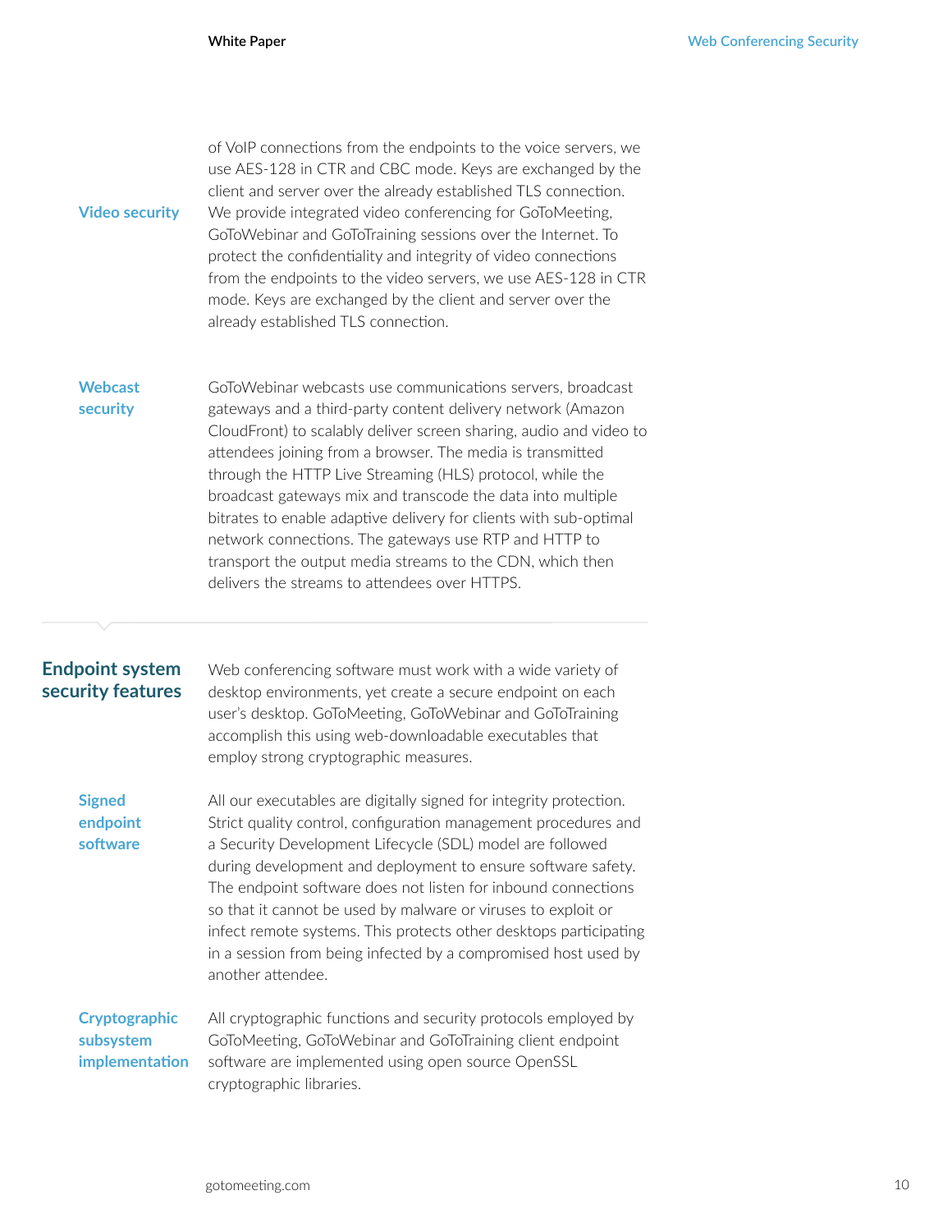of VoIP connections from the endpoints to the voice servers, we use AES-128 in CTR and CBC mode. Keys are exchanged by the client and server over the already established TLS connection.

### Video security

We provide integrated video conferencing for GoToMeeting, GoToWebinar and GoToTraining sessions over the Internet. To protect the confidentiality and integrity of video connections from the endpoints to the video servers, we use AES-128 in CTR mode. Keys are exchanged by the client and server over the already established TLS connection.

### Webcast security

GoToWebinar webcasts use communications servers, broadcast gateways and a third-party content delivery network (Amazon CloudFront) to scalably deliver screen sharing, audio and video to attendees joining from a browser. The media is transmitted through the HTTP Live Streaming (HLS) protocol, while the broadcast gateways mix and transcode the data into multiple bitrates to enable adaptive delivery for clients with sub-optimal network connections. The gateways use RTP and HTTP to transport the output media streams to the CDN, which then delivers the streams to attendees over HTTPS.

## Endpoint system security features

Web conferencing software must work with a wide variety of desktop environments, yet create a secure endpoint on each user's desktop. GoToMeeting, GoToWebinar and GoToTraining accomplish this using web-downloadable executables that employ strong cryptographic measures.

### Signed endpoint software

All our executables are digitally signed for integrity protection. Strict quality control, configuration management procedures and a Security Development Lifecycle (SDL) model are followed during development and deployment to ensure software safety. The endpoint software does not listen for inbound connections so that it cannot be used by malware or viruses to exploit or infect remote systems. This protects other desktops participating in a session from being infected by a compromised host used by another attendee.

### Cryptographic subsystem implementation

All cryptographic functions and security protocols employed by GoToMeeting, GoToWebinar and GoToTraining client endpoint software are implemented using open source OpenSSL cryptographic libraries.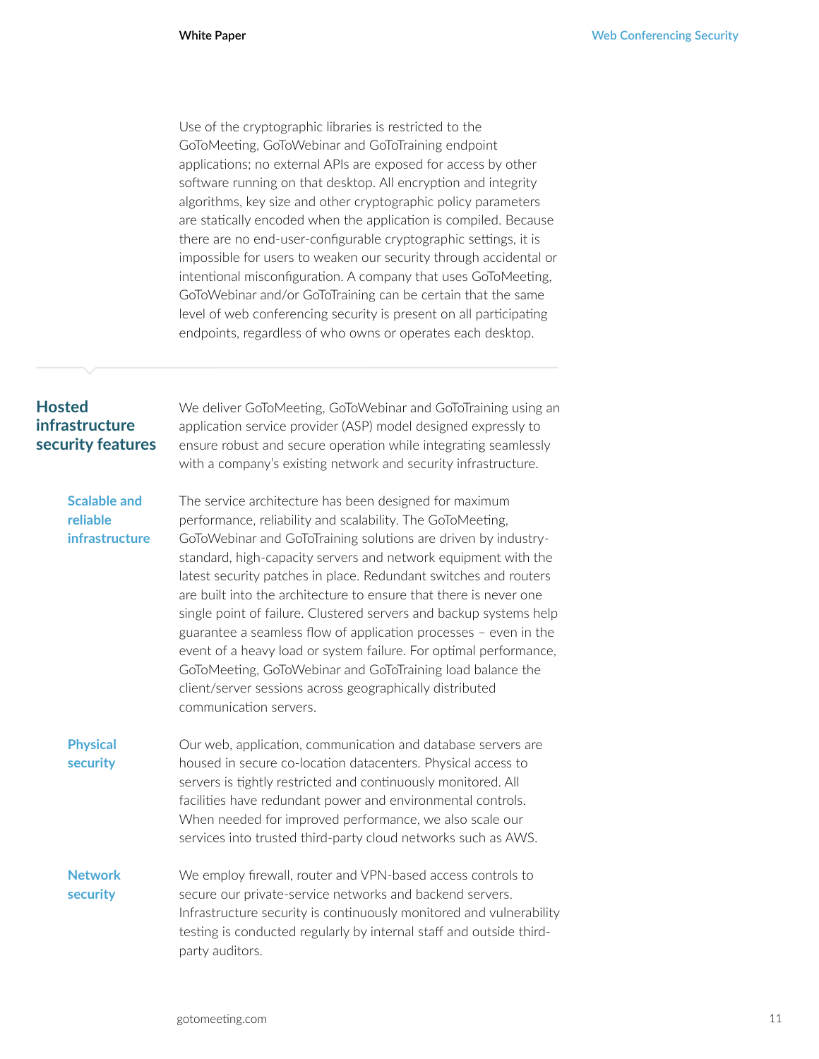Use of the cryptographic libraries is restricted to the GoToMeeting, GoToWebinar and GoToTraining endpoint applications; no external APIs are exposed for access by other software running on that desktop. All encryption and integrity algorithms, key size and other cryptographic policy parameters are statically encoded when the application is compiled. Because there are no end-user-configurable cryptographic settings, it is impossible for users to weaken our security through accidental or intentional misconfiguration. A company that uses GoToMeeting, GoToWebinar and/or GoToTraining can be certain that the same level of web conferencing security is present on all participating endpoints, regardless of who owns or operates each desktop.

## Hosted infrastructure security features

We deliver GoToMeeting, GoToWebinar and GoToTraining using an application service provider (ASP) model designed expressly to ensure robust and secure operation while integrating seamlessly with a company's existing network and security infrastructure.

### Scalable and reliable infrastructure

The service architecture has been designed for maximum performance, reliability and scalability. The GoToMeeting, GoToWebinar and GoToTraining solutions are driven by industry-standard, high-capacity servers and network equipment with the latest security patches in place. Redundant switches and routers are built into the architecture to ensure that there is never one single point of failure. Clustered servers and backup systems help guarantee a seamless flow of application processes – even in the event of a heavy load or system failure. For optimal performance, GoToMeeting, GoToWebinar and GoToTraining load balance the client/server sessions across geographically distributed communication servers.

### Physical security

Our web, application, communication and database servers are housed in secure co-location datacenters. Physical access to servers is tightly restricted and continuously monitored. All facilities have redundant power and environmental controls. When needed for improved performance, we also scale our services into trusted third-party cloud networks such as AWS.

### Network security

We employ firewall, router and VPN-based access controls to secure our private-service networks and backend servers. Infrastructure security is continuously monitored and vulnerability testing is conducted regularly by internal staff and outside third-party auditors.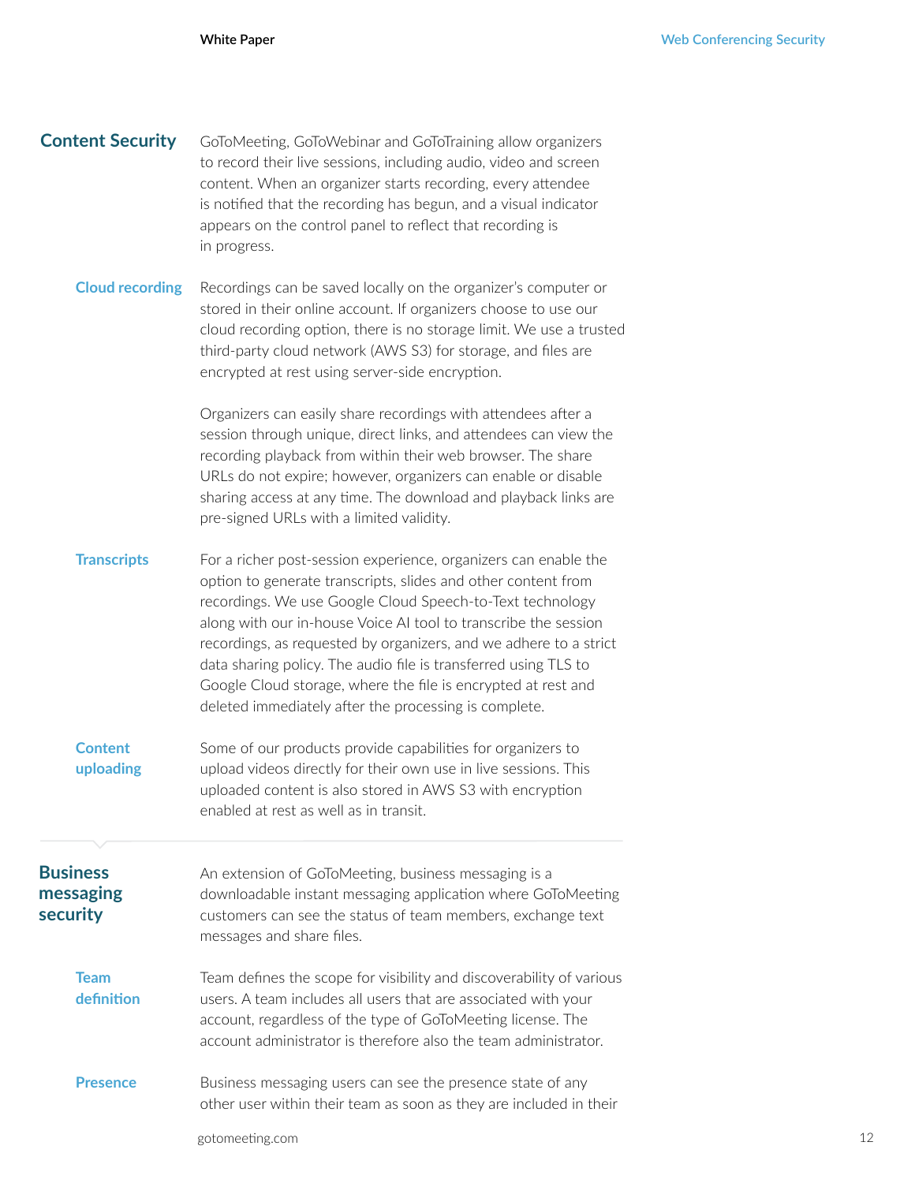## Content Security

GoToMeeting, GoToWebinar and GoToTraining allow organizers to record their live sessions, including audio, video and screen content. When an organizer starts recording, every attendee is notified that the recording has begun, and a visual indicator appears on the control panel to reflect that recording is in progress.

### Cloud recording

Recordings can be saved locally on the organizer's computer or stored in their online account. If organizers choose to use our cloud recording option, there is no storage limit. We use a trusted third-party cloud network (AWS S3) for storage, and files are encrypted at rest using server-side encryption.

Organizers can easily share recordings with attendees after a session through unique, direct links, and attendees can view the recording playback from within their web browser. The share URLs do not expire; however, organizers can enable or disable sharing access at any time. The download and playback links are pre-signed URLs with a limited validity.

### Transcripts

For a richer post-session experience, organizers can enable the option to generate transcripts, slides and other content from recordings. We use Google Cloud Speech-to-Text technology along with our in-house Voice AI tool to transcribe the session recordings, as requested by organizers, and we adhere to a strict data sharing policy. The audio file is transferred using TLS to Google Cloud storage, where the file is encrypted at rest and deleted immediately after the processing is complete.

### Content uploading

Some of our products provide capabilities for organizers to upload videos directly for their own use in live sessions. This uploaded content is also stored in AWS S3 with encryption enabled at rest as well as in transit.

## Business messaging security

An extension of GoToMeeting, business messaging is a downloadable instant messaging application where GoToMeeting customers can see the status of team members, exchange text messages and share files.

### Team definition

Team defines the scope for visibility and discoverability of various users. A team includes all users that are associated with your account, regardless of the type of GoToMeeting license. The account administrator is therefore also the team administrator.

### Presence

Business messaging users can see the presence state of any other user within their team as soon as they are included in their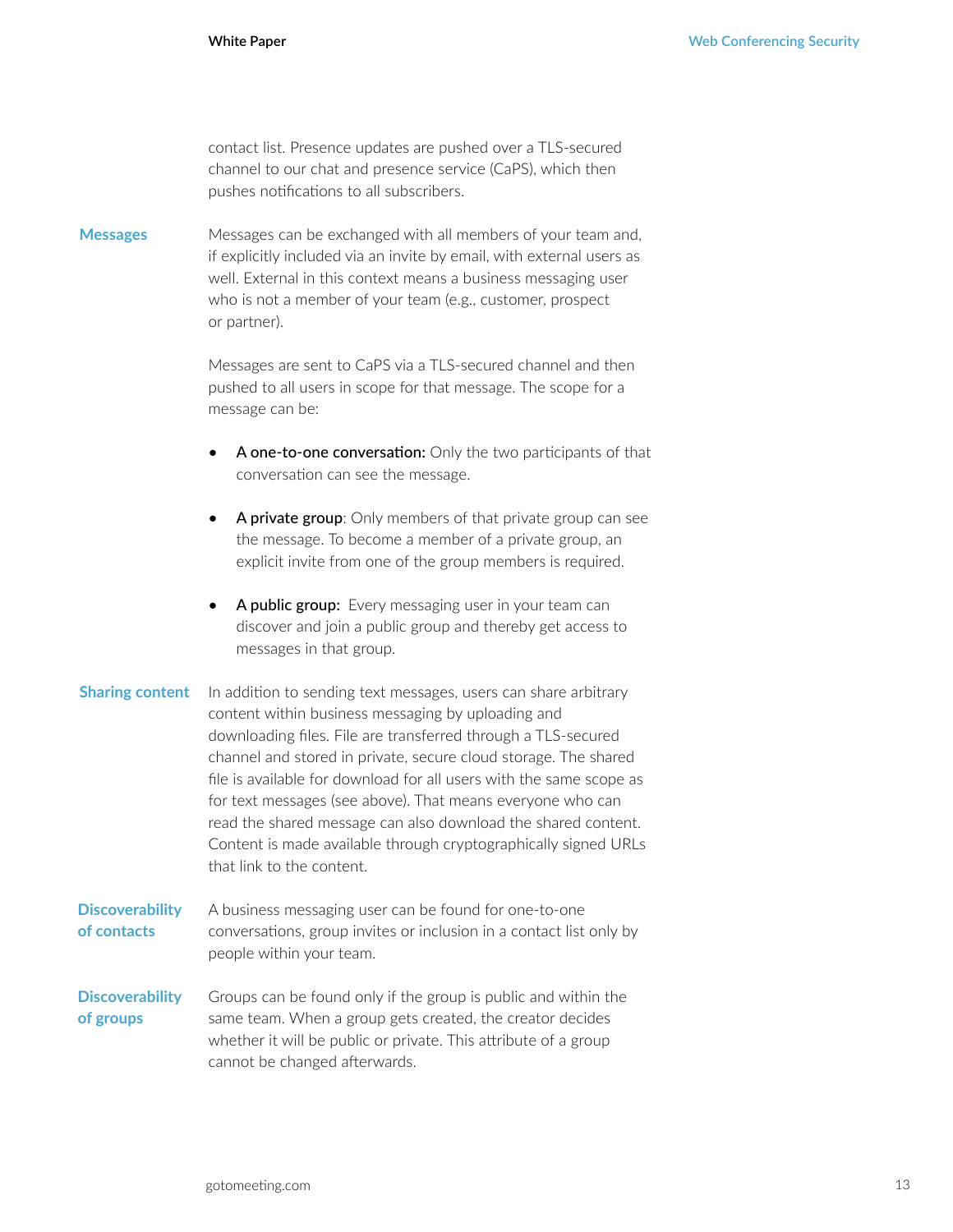contact list. Presence updates are pushed over a TLS-secured channel to our chat and presence service (CaPS), which then pushes notifications to all subscribers.

### Messages

Messages can be exchanged with all members of your team and, if explicitly included via an invite by email, with external users as well. External in this context means a business messaging user who is not a member of your team (e.g., customer, prospect or partner).

Messages are sent to CaPS via a TLS-secured channel and then pushed to all users in scope for that message. The scope for a message can be:

- **A one-to-one conversation:** Only the two participants of that conversation can see the message.
- **A private group**: Only members of that private group can see the message. To become a member of a private group, an explicit invite from one of the group members is required.
- **A public group:** Every messaging user in your team can discover and join a public group and thereby get access to messages in that group.

### Sharing content

In addition to sending text messages, users can share arbitrary content within business messaging by uploading and downloading files. File are transferred through a TLS-secured channel and stored in private, secure cloud storage. The shared file is available for download for all users with the same scope as for text messages (see above). That means everyone who can read the shared message can also download the shared content. Content is made available through cryptographically signed URLs that link to the content.

### Discoverability of contacts

A business messaging user can be found for one-to-one conversations, group invites or inclusion in a contact list only by people within your team.

### Discoverability of groups

Groups can be found only if the group is public and within the same team. When a group gets created, the creator decides whether it will be public or private. This attribute of a group cannot be changed afterwards.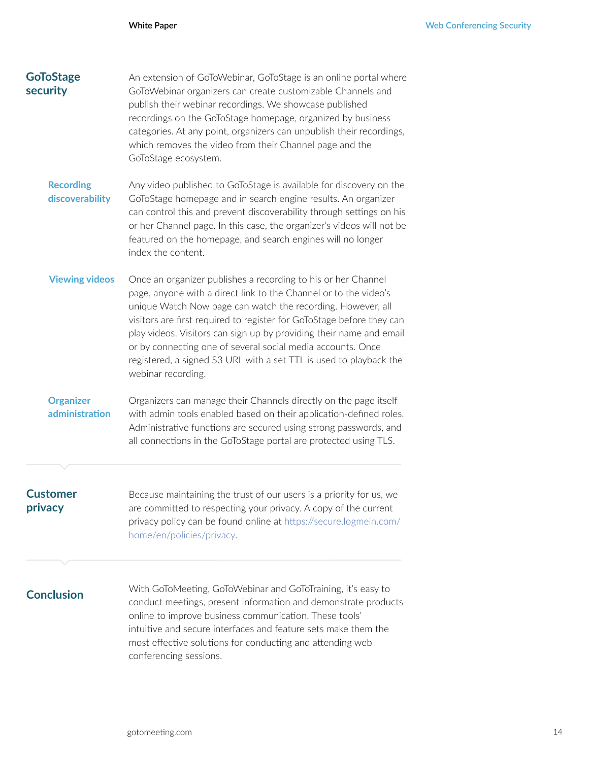## GoToStage security

An extension of GoToWebinar, GoToStage is an online portal where GoToWebinar organizers can create customizable Channels and publish their webinar recordings. We showcase published recordings on the GoToStage homepage, organized by business categories. At any point, organizers can unpublish their recordings, which removes the video from their Channel page and the GoToStage ecosystem.

### Recording discoverability

Any video published to GoToStage is available for discovery on the GoToStage homepage and in search engine results. An organizer can control this and prevent discoverability through settings on his or her Channel page. In this case, the organizer's videos will not be featured on the homepage, and search engines will no longer index the content.

### Viewing videos

Once an organizer publishes a recording to his or her Channel page, anyone with a direct link to the Channel or to the video's unique Watch Now page can watch the recording. However, all visitors are first required to register for GoToStage before they can play videos. Visitors can sign up by providing their name and email or by connecting one of several social media accounts. Once registered, a signed S3 URL with a set TTL is used to playback the webinar recording.

### Organizer administration

Organizers can manage their Channels directly on the page itself with admin tools enabled based on their application-defined roles. Administrative functions are secured using strong passwords, and all connections in the GoToStage portal are protected using TLS.

## Customer privacy

Because maintaining the trust of our users is a priority for us, we are committed to respecting your privacy. A copy of the current privacy policy can be found online at https://secure.logmein.com/home/en/policies/privacy.

## Conclusion

With GoToMeeting, GoToWebinar and GoToTraining, it's easy to conduct meetings, present information and demonstrate products online to improve business communication. These tools' intuitive and secure interfaces and feature sets make them the most effective solutions for conducting and attending web conferencing sessions.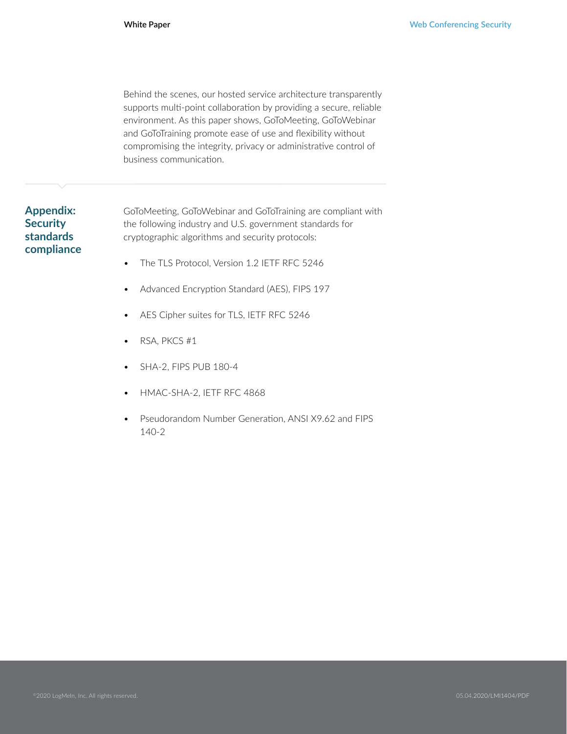Behind the scenes, our hosted service architecture transparently supports multi-point collaboration by providing a secure, reliable environment. As this paper shows, GoToMeeting, GoToWebinar and GoToTraining promote ease of use and flexibility without compromising the integrity, privacy or administrative control of business communication.

## Appendix: Security standards compliance

GoToMeeting, GoToWebinar and GoToTraining are compliant with the following industry and U.S. government standards for cryptographic algorithms and security protocols:

- The TLS Protocol, Version 1.2 IETF RFC 5246
- Advanced Encryption Standard (AES), FIPS 197
- AES Cipher suites for TLS, IETF RFC 5246
- RSA, PKCS #1
- SHA-2, FIPS PUB 180-4
- HMAC-SHA-2, IETF RFC 4868
- Pseudorandom Number Generation, ANSI X9.62 and FIPS 140-2

©2020 LogMeIn, Inc. All rights reserved.

05.04.2020/LMI1404/PDF